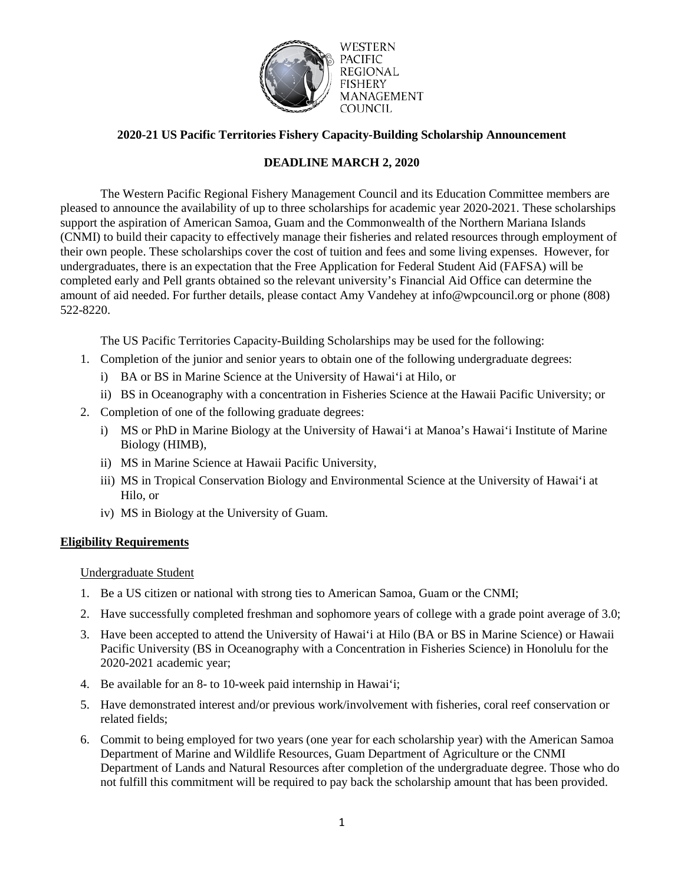WESTERN PACIFIC REGIONAL FISHERY MANAGEMENT COUNCIL

**2020-21 US Pacific Territories Fishery Capacity-Building Scholarship Announcement**

**DEADLINE MARCH 2, 2020**

The Western Pacific Regional Fishery Management Council and its Education Committee members are pleased to announce the availability of up to three scholarships for academic year 2020-2021. These scholarships support the aspiration of American Samoa, Guam and the Commonwealth of the Northern Mariana Islands (CNMI) to build their capacity to effectively manage their fisheries and related resources through employment of their own people. These scholarships cover the cost of tuition and fees and some living expenses. However, for undergraduates, there is an expectation that the Free Application for Federal Student Aid (FAFSA) will be completed early and Pell grants obtained so the relevant university's Financial Aid Office can determine the amount of aid needed. For further details, please contact Amy Vandehey at info@wpcouncil.org or phone (808) 522-8220.

The US Pacific Territories Capacity-Building Scholarships may be used for the following:

1. Completion of the junior and senior years to obtain one of the following undergraduate degrees:
   i) BA or BS in Marine Science at the University of Hawai'i at Hilo, or
   ii) BS in Oceanography with a concentration in Fisheries Science at the Hawaii Pacific University; or
2. Completion of one of the following graduate degrees:
   i) MS or PhD in Marine Biology at the University of Hawai'i at Manoa's Hawai'i Institute of Marine Biology (HIMB),
   ii) MS in Marine Science at Hawaii Pacific University,
   iii) MS in Tropical Conservation Biology and Environmental Science at the University of Hawai'i at Hilo, or
   iv) MS in Biology at the University of Guam.

## Eligibility Requirements

### Undergraduate Student

1. Be a US citizen or national with strong ties to American Samoa, Guam or the CNMI;
2. Have successfully completed freshman and sophomore years of college with a grade point average of 3.0;
3. Have been accepted to attend the University of Hawai'i at Hilo (BA or BS in Marine Science) or Hawaii Pacific University (BS in Oceanography with a Concentration in Fisheries Science) in Honolulu for the 2020-2021 academic year;
4. Be available for an 8- to 10-week paid internship in Hawai'i;
5. Have demonstrated interest and/or previous work/involvement with fisheries, coral reef conservation or related fields;
6. Commit to being employed for two years (one year for each scholarship year) with the American Samoa Department of Marine and Wildlife Resources, Guam Department of Agriculture or the CNMI Department of Lands and Natural Resources after completion of the undergraduate degree. Those who do not fulfill this commitment will be required to pay back the scholarship amount that has been provided.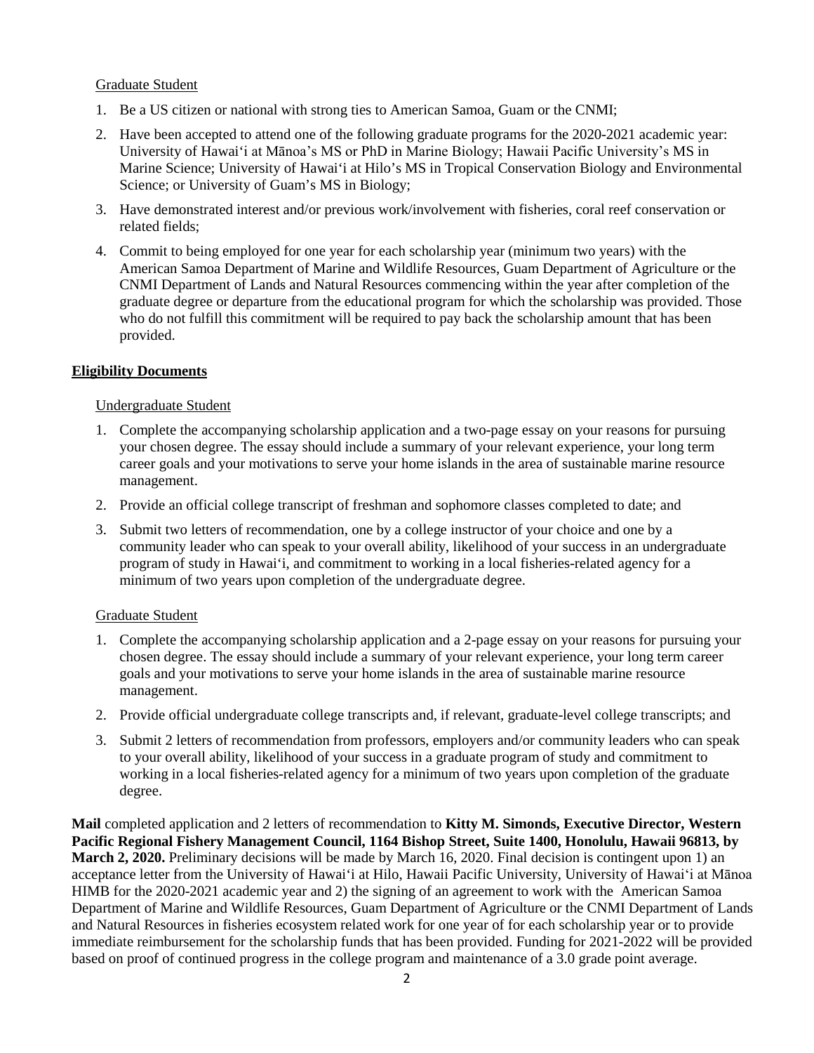Graduate Student

1. Be a US citizen or national with strong ties to American Samoa, Guam or the CNMI;
2. Have been accepted to attend one of the following graduate programs for the 2020-2021 academic year: University of Hawaiʻi at Mānoa's MS or PhD in Marine Biology; Hawaii Pacific University's MS in Marine Science; University of Hawaiʻi at Hilo's MS in Tropical Conservation Biology and Environmental Science; or University of Guam's MS in Biology;
3. Have demonstrated interest and/or previous work/involvement with fisheries, coral reef conservation or related fields;
4. Commit to being employed for one year for each scholarship year (minimum two years) with the American Samoa Department of Marine and Wildlife Resources, Guam Department of Agriculture or the CNMI Department of Lands and Natural Resources commencing within the year after completion of the graduate degree or departure from the educational program for which the scholarship was provided. Those who do not fulfill this commitment will be required to pay back the scholarship amount that has been provided.

**Eligibility Documents**

Undergraduate Student

1. Complete the accompanying scholarship application and a two-page essay on your reasons for pursuing your chosen degree. The essay should include a summary of your relevant experience, your long term career goals and your motivations to serve your home islands in the area of sustainable marine resource management.
2. Provide an official college transcript of freshman and sophomore classes completed to date; and
3. Submit two letters of recommendation, one by a college instructor of your choice and one by a community leader who can speak to your overall ability, likelihood of your success in an undergraduate program of study in Hawaiʻi, and commitment to working in a local fisheries-related agency for a minimum of two years upon completion of the undergraduate degree.

Graduate Student

1. Complete the accompanying scholarship application and a 2-page essay on your reasons for pursuing your chosen degree. The essay should include a summary of your relevant experience, your long term career goals and your motivations to serve your home islands in the area of sustainable marine resource management.
2. Provide official undergraduate college transcripts and, if relevant, graduate-level college transcripts; and
3. Submit 2 letters of recommendation from professors, employers and/or community leaders who can speak to your overall ability, likelihood of your success in a graduate program of study and commitment to working in a local fisheries-related agency for a minimum of two years upon completion of the graduate degree.

**Mail** completed application and 2 letters of recommendation to **Kitty M. Simonds, Executive Director, Western Pacific Regional Fishery Management Council, 1164 Bishop Street, Suite 1400, Honolulu, Hawaii 96813, by March 2, 2020.** Preliminary decisions will be made by March 16, 2020. Final decision is contingent upon 1) an acceptance letter from the University of Hawaiʻi at Hilo, Hawaii Pacific University, University of Hawaiʻi at Mānoa HIMB for the 2020-2021 academic year and 2) the signing of an agreement to work with the American Samoa Department of Marine and Wildlife Resources, Guam Department of Agriculture or the CNMI Department of Lands and Natural Resources in fisheries ecosystem related work for one year of for each scholarship year or to provide immediate reimbursement for the scholarship funds that has been provided. Funding for 2021-2022 will be provided based on proof of continued progress in the college program and maintenance of a 3.0 grade point average.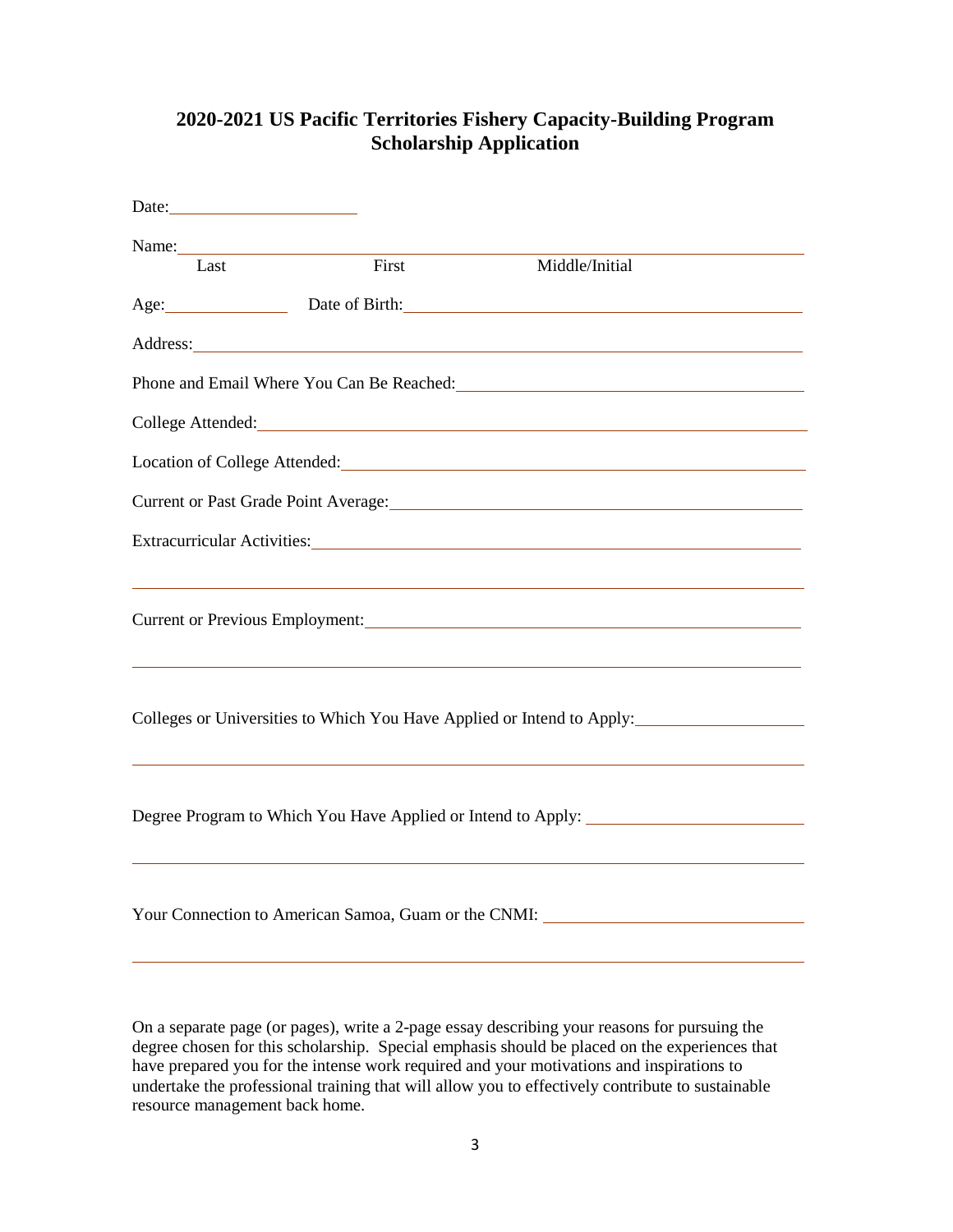## 2020-2021 US Pacific Territories Fishery Capacity-Building Program Scholarship Application

Date: ____________________

Name: ________________________________________________________________
Last                    First                    Middle/Initial

Age: ______________ Date of Birth: ____________________________________

Address: ______________________________________________________________

Phone and Email Where You Can Be Reached: _____________________________

College Attended: _____________________________________________________

Location of College Attended: __________________________________________

Current or Past Grade Point Average: ____________________________________

Extracurricular Activities: _____________________________________________

______________________________________________________________________

Current or Previous Employment: ________________________________________

______________________________________________________________________

Colleges or Universities to Which You Have Applied or Intend to Apply: __________________

______________________________________________________________________

Degree Program to Which You Have Applied or Intend to Apply: ____________________

______________________________________________________________________

Your Connection to American Samoa, Guam or the CNMI: ________________________

______________________________________________________________________

On a separate page (or pages), write a 2-page essay describing your reasons for pursuing the degree chosen for this scholarship. Special emphasis should be placed on the experiences that have prepared you for the intense work required and your motivations and inspirations to undertake the professional training that will allow you to effectively contribute to sustainable resource management back home.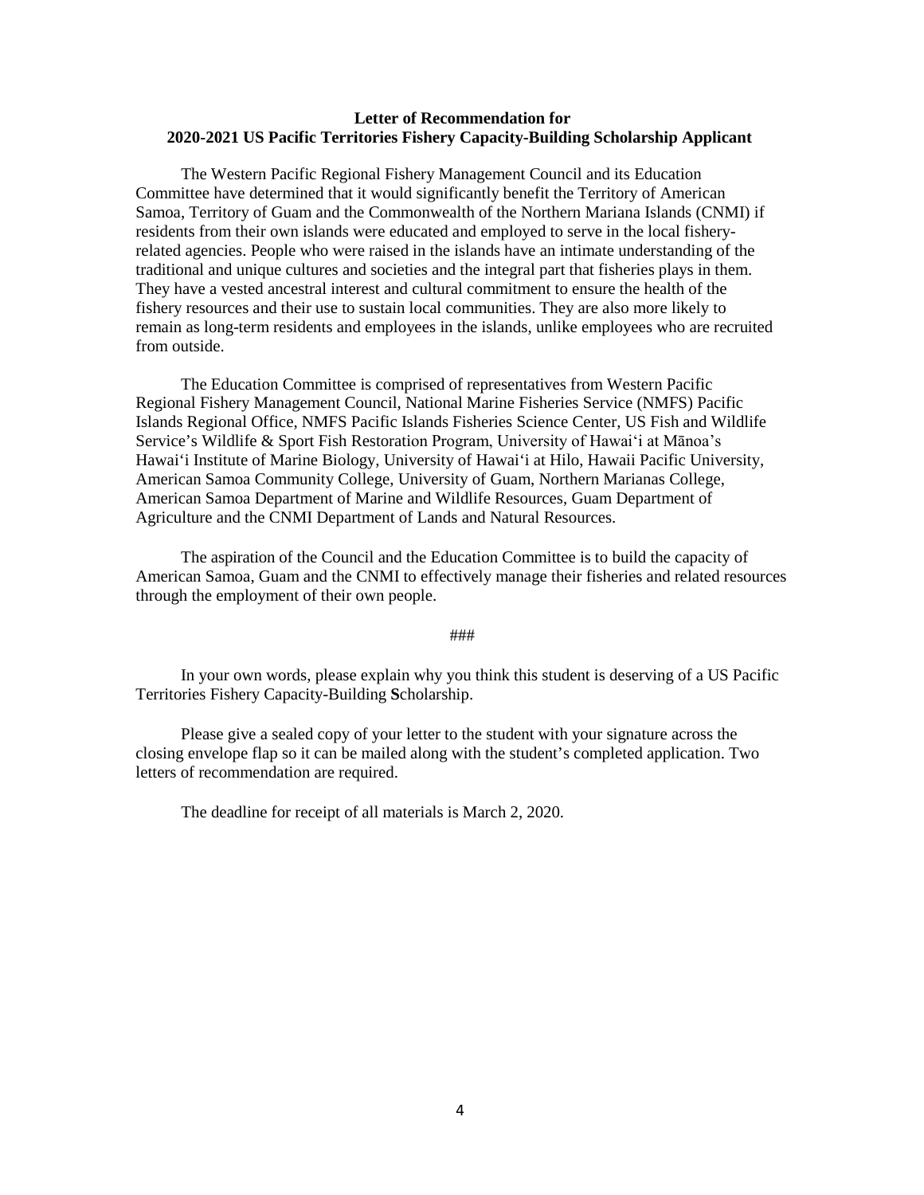**Letter of Recommendation for**
**2020-2021 US Pacific Territories Fishery Capacity-Building Scholarship Applicant**

The Western Pacific Regional Fishery Management Council and its Education Committee have determined that it would significantly benefit the Territory of American Samoa, Territory of Guam and the Commonwealth of the Northern Mariana Islands (CNMI) if residents from their own islands were educated and employed to serve in the local fishery-related agencies. People who were raised in the islands have an intimate understanding of the traditional and unique cultures and societies and the integral part that fisheries plays in them. They have a vested ancestral interest and cultural commitment to ensure the health of the fishery resources and their use to sustain local communities. They are also more likely to remain as long-term residents and employees in the islands, unlike employees who are recruited from outside.

The Education Committee is comprised of representatives from Western Pacific Regional Fishery Management Council, National Marine Fisheries Service (NMFS) Pacific Islands Regional Office, NMFS Pacific Islands Fisheries Science Center, US Fish and Wildlife Service's Wildlife & Sport Fish Restoration Program, University of Hawai'i at Mānoa's Hawai'i Institute of Marine Biology, University of Hawai'i at Hilo, Hawaii Pacific University, American Samoa Community College, University of Guam, Northern Marianas College, American Samoa Department of Marine and Wildlife Resources, Guam Department of Agriculture and the CNMI Department of Lands and Natural Resources.

The aspiration of the Council and the Education Committee is to build the capacity of American Samoa, Guam and the CNMI to effectively manage their fisheries and related resources through the employment of their own people.

###

In your own words, please explain why you think this student is deserving of a US Pacific Territories Fishery Capacity-Building **S**cholarship.

Please give a sealed copy of your letter to the student with your signature across the closing envelope flap so it can be mailed along with the student's completed application. Two letters of recommendation are required.

The deadline for receipt of all materials is March 2, 2020.